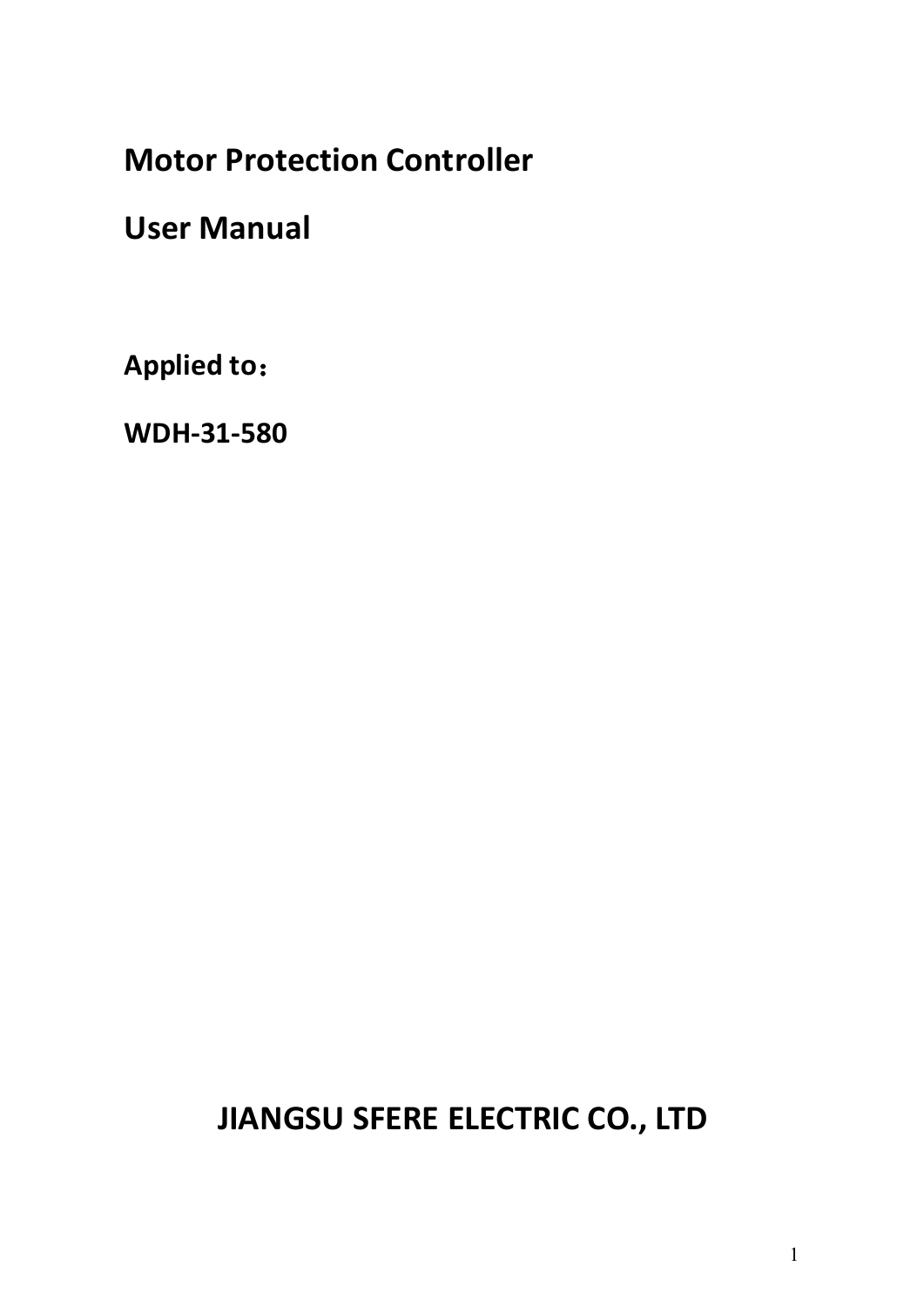# Motor Protection Controller

# User Manual

**Applied to：**

**WDH-31-580**

**JIANGSU SFERE ELECTRIC CO., LTD**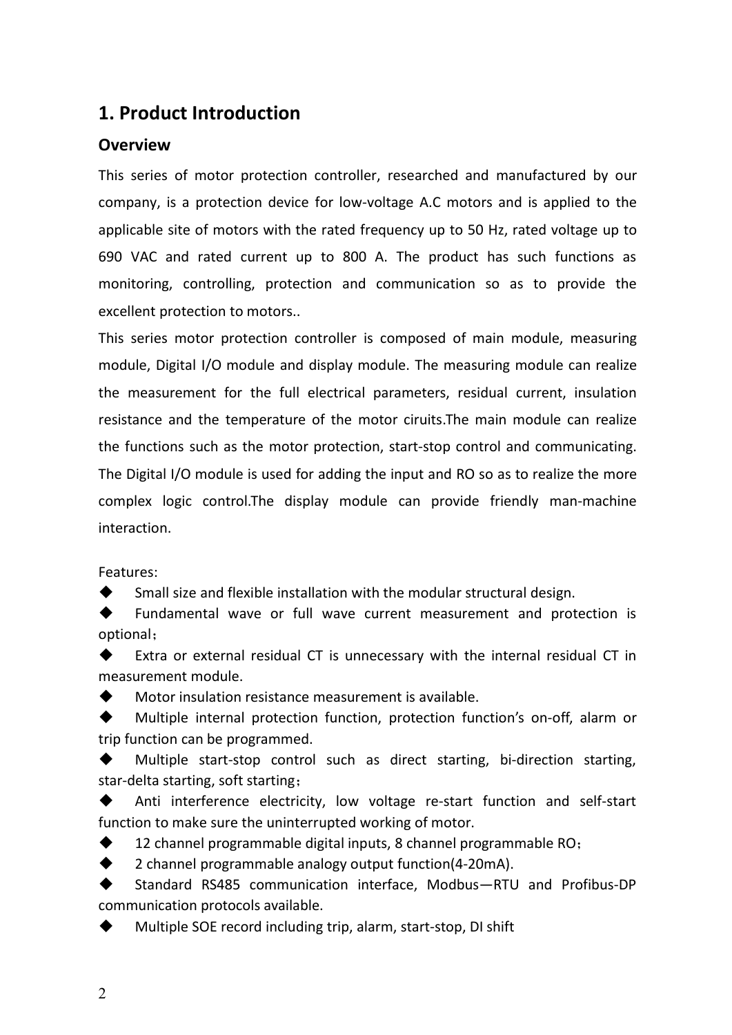# 1. Product Introduction

## Overview

This series of motor protection controller, researched and manufactured by our company, is a protection device for low-voltage A.C motors and is applied to the applicable site of motors with the rated frequency up to 50 Hz, rated voltage up to 690 VAC and rated current up to 800 A. The product has such functions as monitoring, controlling, protection and communication so as to provide the excellent protection to motors..

This series motor protection controller is composed of main module, measuring module, Digital I/O module and display module. The measuring module can realize the measurement for the full electrical parameters, residual current, insulation resistance and the temperature of the motor ciruits.The main module can realize the functions such as the motor protection, start-stop control and communicating. The Digital I/O module is used for adding the input and RO so as to realize the more complex logic control.The display module can provide friendly man-machine interaction.

Features:

- Small size and flexible installation with the modular structural design.
- Fundamental wave or full wave current measurement and protection is optional;
- Extra or external residual CT is unnecessary with the internal residual CT in measurement module.
- Motor insulation resistance measurement is available.
- Multiple internal protection function, protection function's on-off, alarm or trip function can be programmed.
- Multiple start-stop control such as direct starting, bi-direction starting, star-delta starting, soft starting;
- Anti interference electricity, low voltage re-start function and self-start function to make sure the uninterrupted working of motor.
- 12 channel programmable digital inputs, 8 channel programmable RO;
- 2 channel programmable analogy output function(4-20mA).
- Standard RS485 communication interface, Modbus—RTU and Profibus-DP communication protocols available.
- Multiple SOE record including trip, alarm, start-stop, DI shift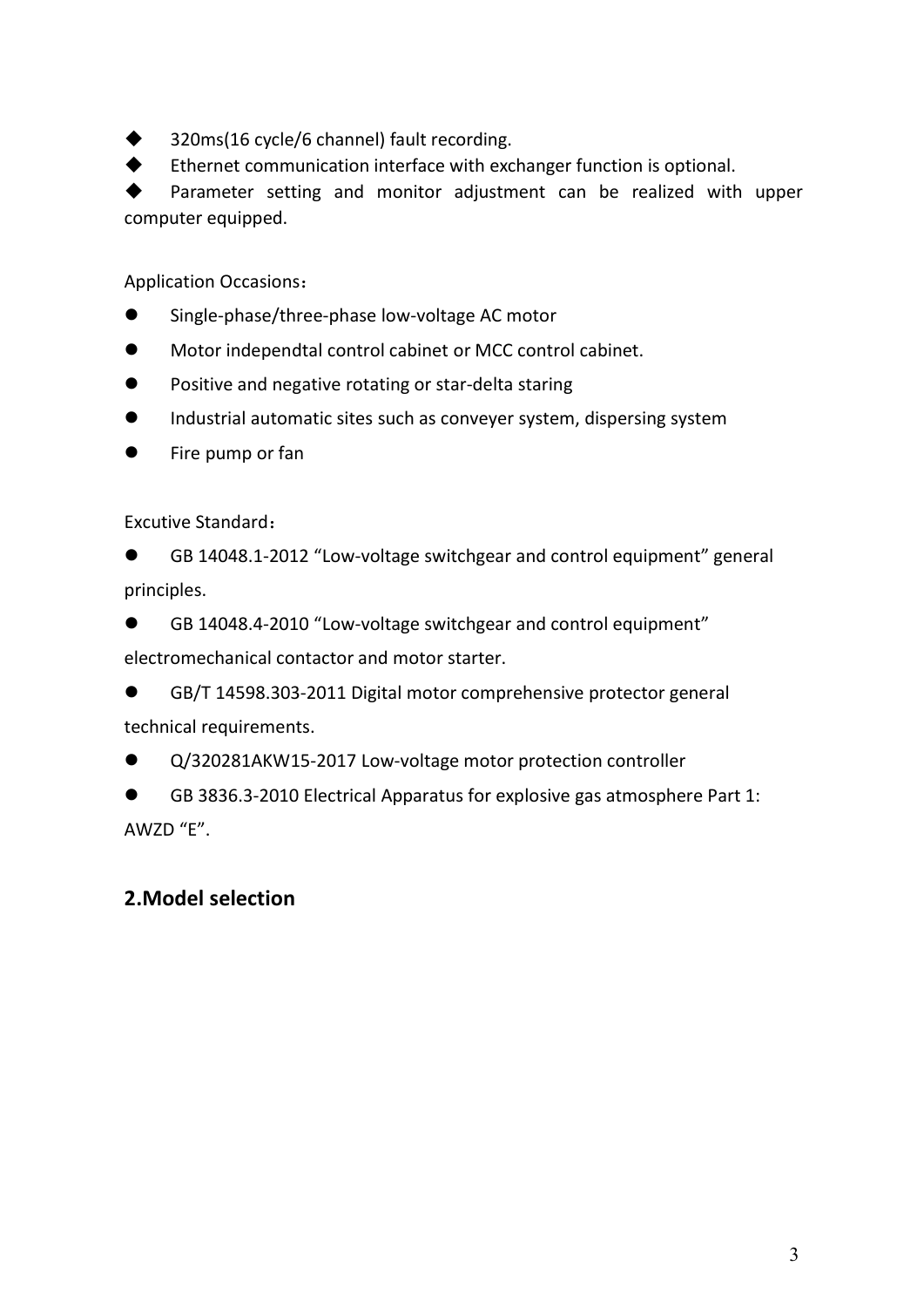- 320ms(16 cycle/6 channel) fault recording.
- Ethernet communication interface with exchanger function is optional.
- Parameter setting and monitor adjustment can be realized with upper computer equipped.

Application Occasions：

- Single-phase/three-phase low-voltage AC motor
- Motor independtal control cabinet or MCC control cabinet.
- Positive and negative rotating or star-delta staring
- Industrial automatic sites such as conveyer system, dispersing system
- Fire pump or fan

Excutive Standard：

- GB 14048.1-2012 "Low-voltage switchgear and control equipment" general principles.
- GB 14048.4-2010 "Low-voltage switchgear and control equipment" electromechanical contactor and motor starter.
- GB/T 14598.303-2011 Digital motor comprehensive protector general technical requirements.
- Q/320281AKW15-2017 Low-voltage motor protection controller
- GB 3836.3-2010 Electrical Apparatus for explosive gas atmosphere Part 1: AWZD "E".

## 2.Model selection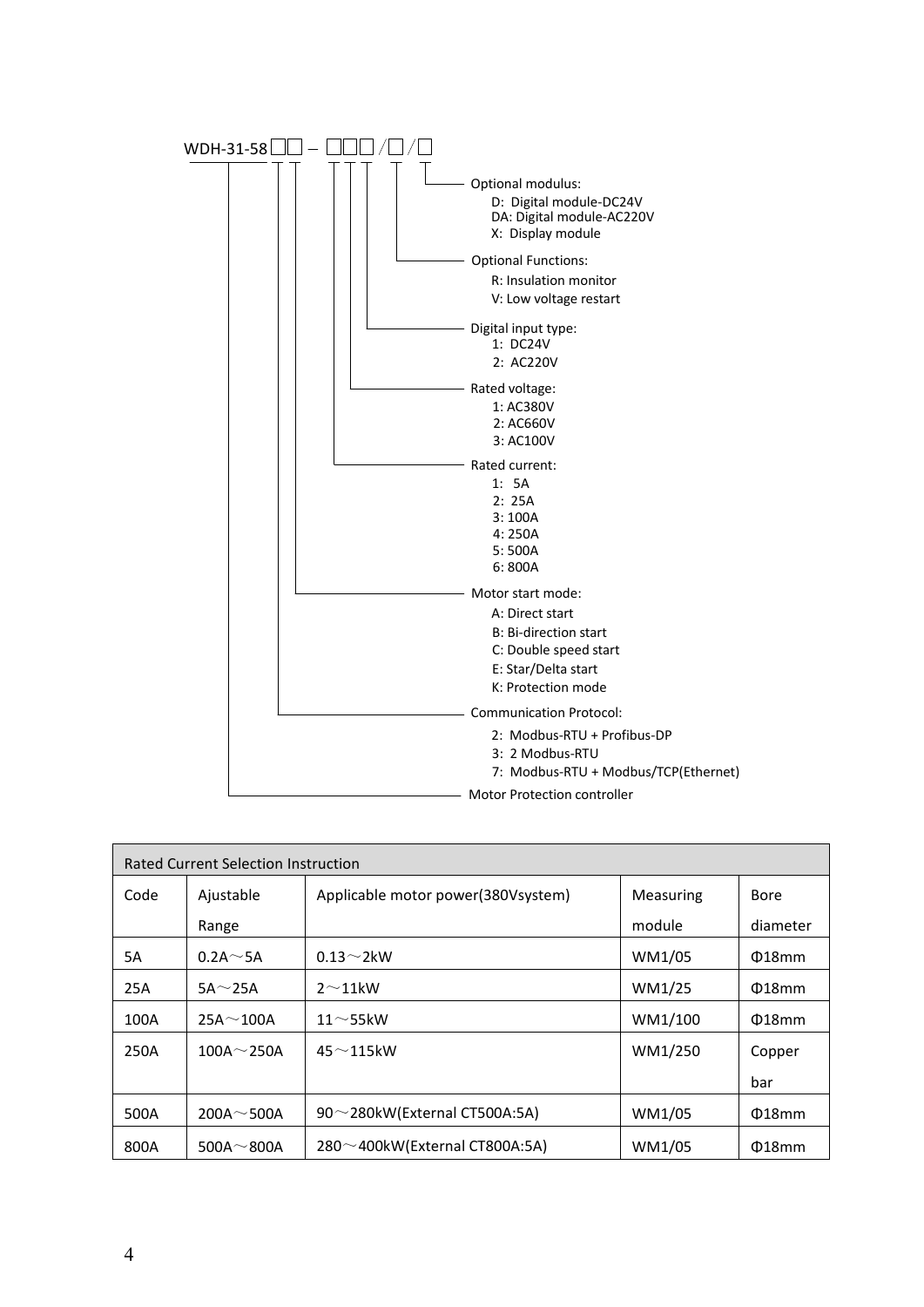WDH-31-58□□ – □□□/□/□

- Optional modulus:
  - D: Digital module-DC24V
  - DA: Digital module-AC220V
  - X: Display module
- Optional Functions:
  - R: Insulation monitor
  - V: Low voltage restart
- Digital input type:
  - 1: DC24V
  - 2: AC220V
- Rated voltage:
  - 1: AC380V
  - 2: AC660V
  - 3: AC100V
- Rated current:
  - 1: 5A
  - 2: 25A
  - 3: 100A
  - 4: 250A
  - 5: 500A
  - 6: 800A
- Motor start mode:
  - A: Direct start
  - B: Bi-direction start
  - C: Double speed start
  - E: Star/Delta start
  - K: Protection mode
- Communication Protocol:
  - 2: Modbus-RTU + Profibus-DP
  - 3: 2 Modbus-RTU
  - 7: Modbus-RTU + Modbus/TCP(Ethernet)
- Motor Protection controller

| Rated Current Selection Instruction | | | | |
|---|---|---|---|---|
| Code | Ajustable Range | Applicable motor power(380Vsystem) | Measuring module | Bore diameter |
| 5A | 0.2A～5A | 0.13～2kW | WM1/05 | Φ18mm |
| 25A | 5A～25A | 2～11kW | WM1/25 | Φ18mm |
| 100A | 25A～100A | 11～55kW | WM1/100 | Φ18mm |
| 250A | 100A～250A | 45～115kW | WM1/250 | Copper bar |
| 500A | 200A～500A | 90～280kW(External CT500A:5A) | WM1/05 | Φ18mm |
| 800A | 500A～800A | 280～400kW(External CT800A:5A) | WM1/05 | Φ18mm |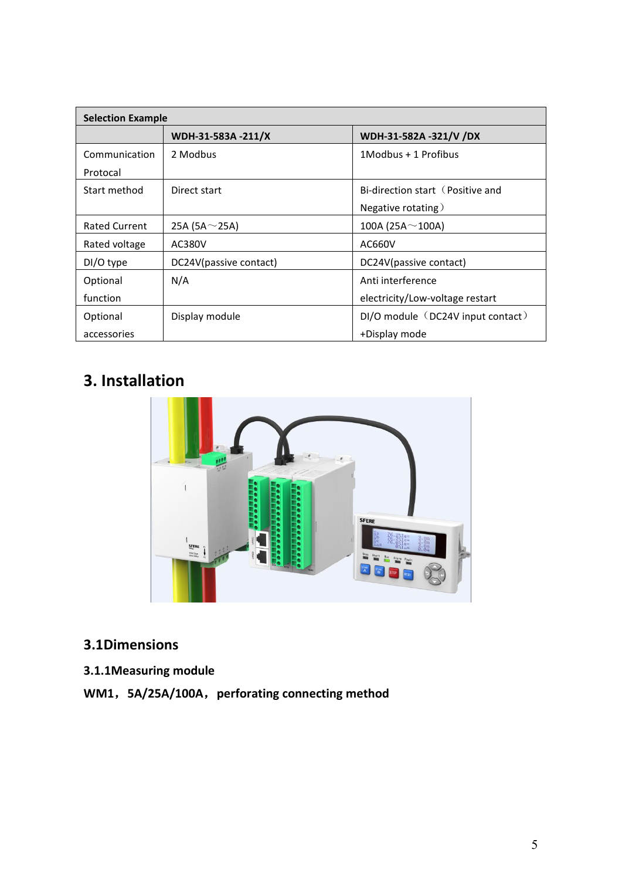| Selection Example | | |
| --- | --- | --- |
| | **WDH-31-583A -211/X** | **WDH-31-582A -321/V /DX** |
| Communication Protocal | 2 Modbus | 1Modbus + 1 Profibus |
| Start method | Direct start | Bi-direction start（Positive and Negative rotating） |
| Rated Current | 25A (5A～25A) | 100A (25A～100A) |
| Rated voltage | AC380V | AC660V |
| DI/O type | DC24V(passive contact) | DC24V(passive contact) |
| Optional function | N/A | Anti interference electricity/Low-voltage restart |
| Optional accessories | Display module | DI/O module（DC24V input contact）+Display mode |

# 3. Installation

## 3.1Dimensions

### 3.1.1Measuring module

**WM1，5A/25A/100A，perforating connecting method**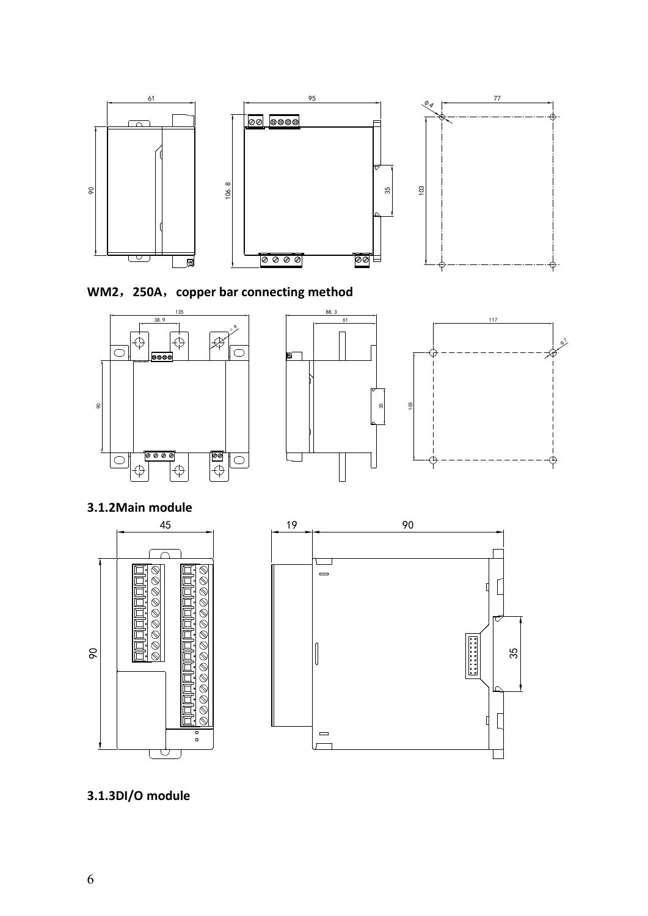61

90

95

106.8

35

Φ4

77

103

**WM2，250A，copper bar connecting method**

135

38.9

Φ9

90

88.3

61

35

117

Φ7

105

**3.1.2Main module**

45

90

19

90

35

**3.1.3DI/O module**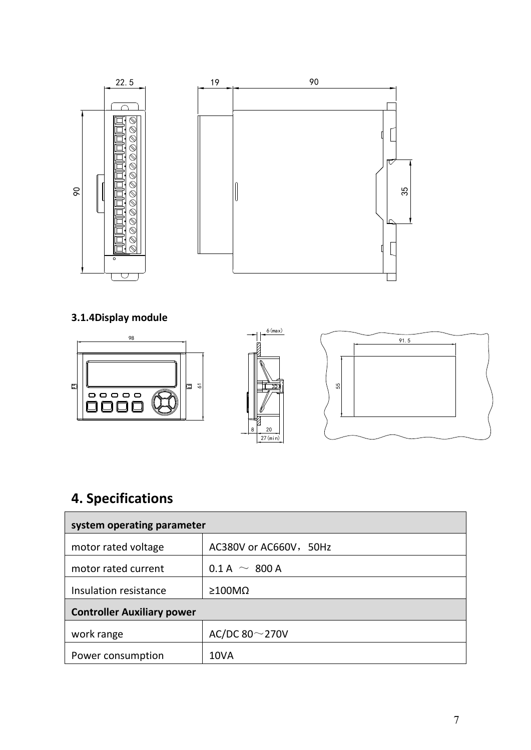### 3.1.4Display module

# 4. Specifications

| system operating parameter | |
|---|---|
| motor rated voltage | AC380V or AC660V，50Hz |
| motor rated current | 0.1 A ～ 800 A |
| Insulation resistance | ≥100MΩ |
| **Controller Auxiliary power** | |
| work range | AC/DC 80～270V |
| Power consumption | 10VA |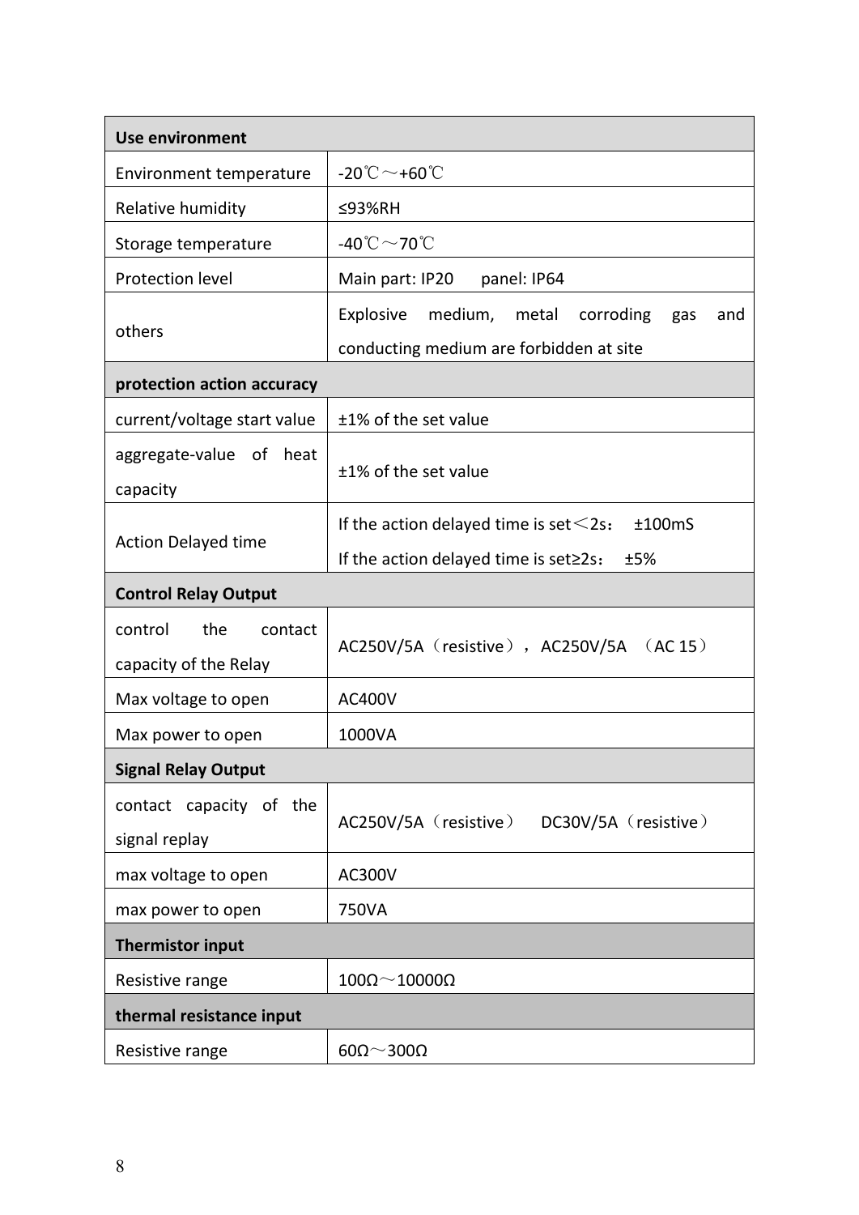| Use environment | |
|---|---|
| Environment temperature | -20℃～+60℃ |
| Relative humidity | ≤93%RH |
| Storage temperature | -40℃～70℃ |
| Protection level | Main part: IP20 panel: IP64 |
| others | Explosive medium, metal corroding gas and conducting medium are forbidden at site |
| **protection action accuracy** | |
| current/voltage start value | ±1% of the set value |
| aggregate-value of heat capacity | ±1% of the set value |
| Action Delayed time | If the action delayed time is set＜2s： ±100mS<br>If the action delayed time is set≥2s： ±5% |
| **Control Relay Output** | |
| control the contact capacity of the Relay | AC250V/5A（resistive），AC250V/5A （AC 15） |
| Max voltage to open | AC400V |
| Max power to open | 1000VA |
| **Signal Relay Output** | |
| contact capacity of the signal replay | AC250V/5A（resistive） DC30V/5A（resistive） |
| max voltage to open | AC300V |
| max power to open | 750VA |
| **Thermistor input** | |
| Resistive range | 100Ω～10000Ω |
| **thermal resistance input** | |
| Resistive range | 60Ω～300Ω |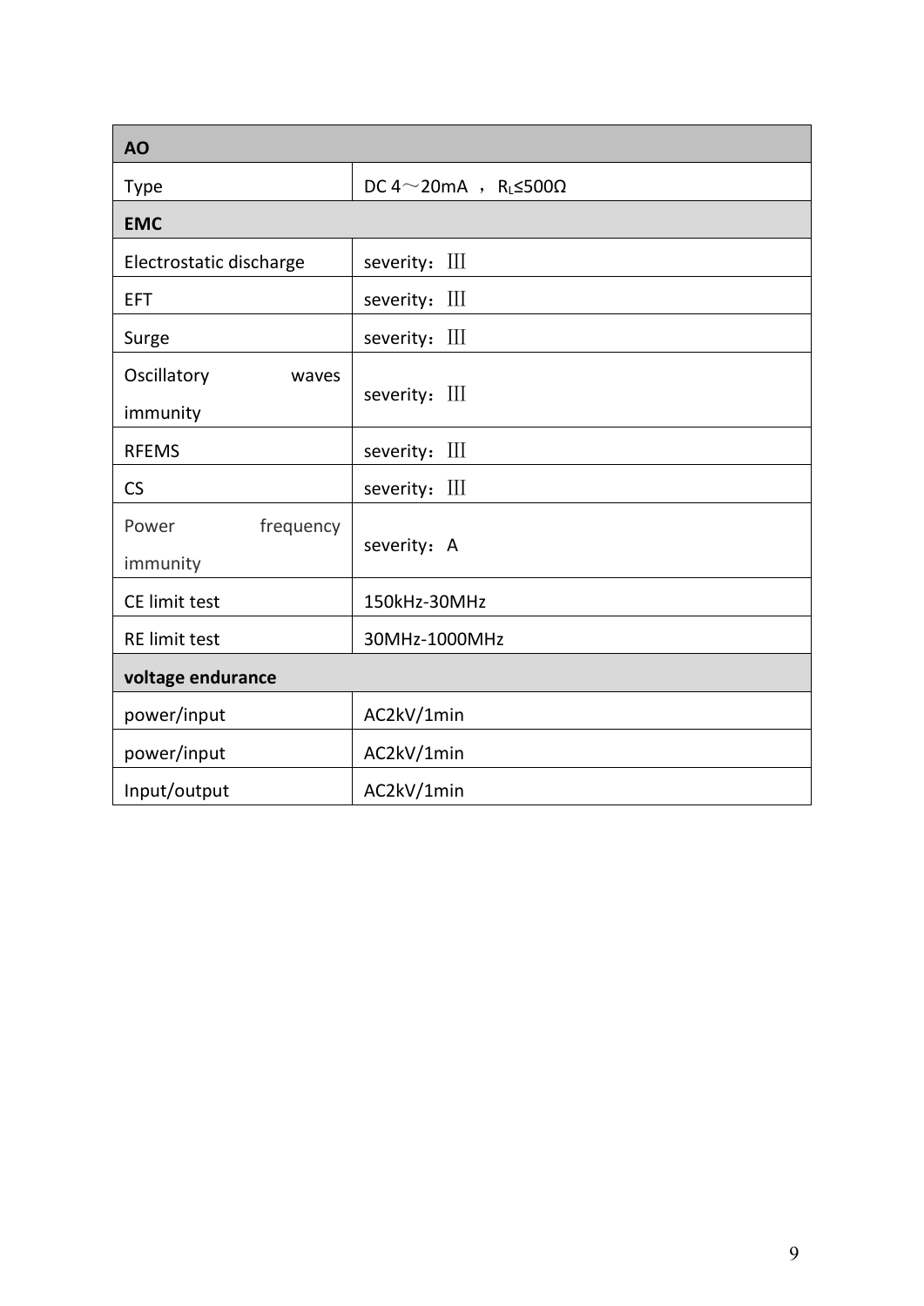| | |
|---|---|
| **AO** | |
| Type | DC 4～20mA ， $R_L$≤500Ω |
| **EMC** | |
| Electrostatic discharge | severity：Ⅲ |
| EFT | severity：Ⅲ |
| Surge | severity：Ⅲ |
| Oscillatory waves immunity | severity：Ⅲ |
| RFEMS | severity：Ⅲ |
| CS | severity：Ⅲ |
| Power frequency immunity | severity：A |
| CE limit test | 150kHz-30MHz |
| RE limit test | 30MHz-1000MHz |
| **voltage endurance** | |
| power/input | AC2kV/1min |
| power/input | AC2kV/1min |
| Input/output | AC2kV/1min |